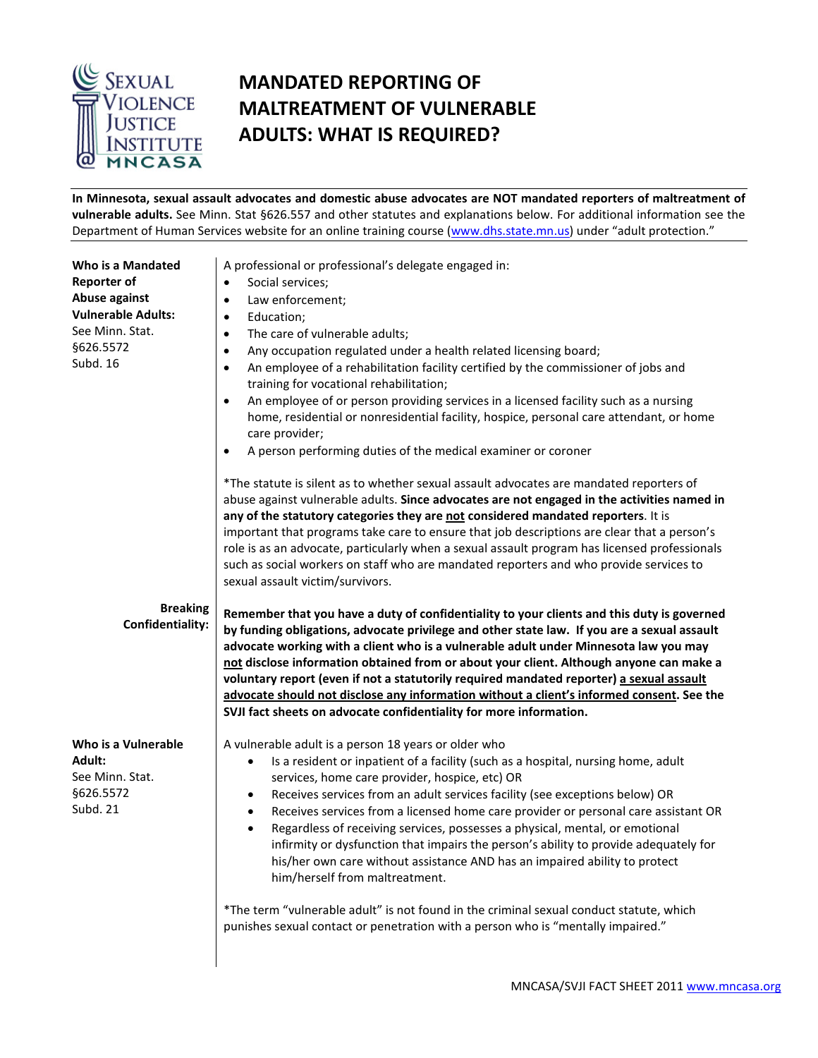# MANDATED REPORTING OF MALTREATMENT OF VULNERABLE ADULTS: WHAT IS REQUIRED?

**In Minnesota, sexual assault advocates and domestic abuse advocates are NOT mandated reporters of maltreatment of vulnerable adults.** See Minn. Stat §626.557 and other statutes and explanations below. For additional information see the Department of Human Services website for an online training course (www.dhs.state.mn.us) under "adult protection."

**Who is a Mandated Reporter of Abuse against Vulnerable Adults:**
See Minn. Stat. §626.5572 Subd. 16

A professional or professional's delegate engaged in:

- Social services;
- Law enforcement;
- Education;
- The care of vulnerable adults;
- Any occupation regulated under a health related licensing board;
- An employee of a rehabilitation facility certified by the commissioner of jobs and training for vocational rehabilitation;
- An employee of or person providing services in a licensed facility such as a nursing home, residential or nonresidential facility, hospice, personal care attendant, or home care provider;
- A person performing duties of the medical examiner or coroner

*The statute is silent as to whether sexual assault advocates are mandated reporters of abuse against vulnerable adults. **Since advocates are not engaged in the activities named in any of the statutory categories they are <u>not</u> considered mandated reporters**. It is important that programs take care to ensure that job descriptions are clear that a person's role is as an advocate, particularly when a sexual assault program has licensed professionals such as social workers on staff who are mandated reporters and who provide services to sexual assault victim/survivors.

**Breaking Confidentiality:**

**Remember that you have a duty of confidentiality to your clients and this duty is governed by funding obligations, advocate privilege and other state law. If you are a sexual assault advocate working with a client who is a vulnerable adult under Minnesota law you may <u>not</u> disclose information obtained from or about your client. Although anyone can make a voluntary report (even if not a statutorily required mandated reporter) <u>a sexual assault advocate should not disclose any information without a client's informed consent</u>. See the SVJI fact sheets on advocate confidentiality for more information.**

**Who is a Vulnerable Adult:**
See Minn. Stat. §626.5572 Subd. 21

A vulnerable adult is a person 18 years or older who

- Is a resident or inpatient of a facility (such as a hospital, nursing home, adult services, home care provider, hospice, etc) OR
- Receives services from an adult services facility (see exceptions below) OR
- Receives services from a licensed home care provider or personal care assistant OR
- Regardless of receiving services, possesses a physical, mental, or emotional infirmity or dysfunction that impairs the person's ability to provide adequately for his/her own care without assistance AND has an impaired ability to protect him/herself from maltreatment.

*The term "vulnerable adult" is not found in the criminal sexual conduct statute, which punishes sexual contact or penetration with a person who is "mentally impaired."

MNCASA/SVJI FACT SHEET 2011 www.mncasa.org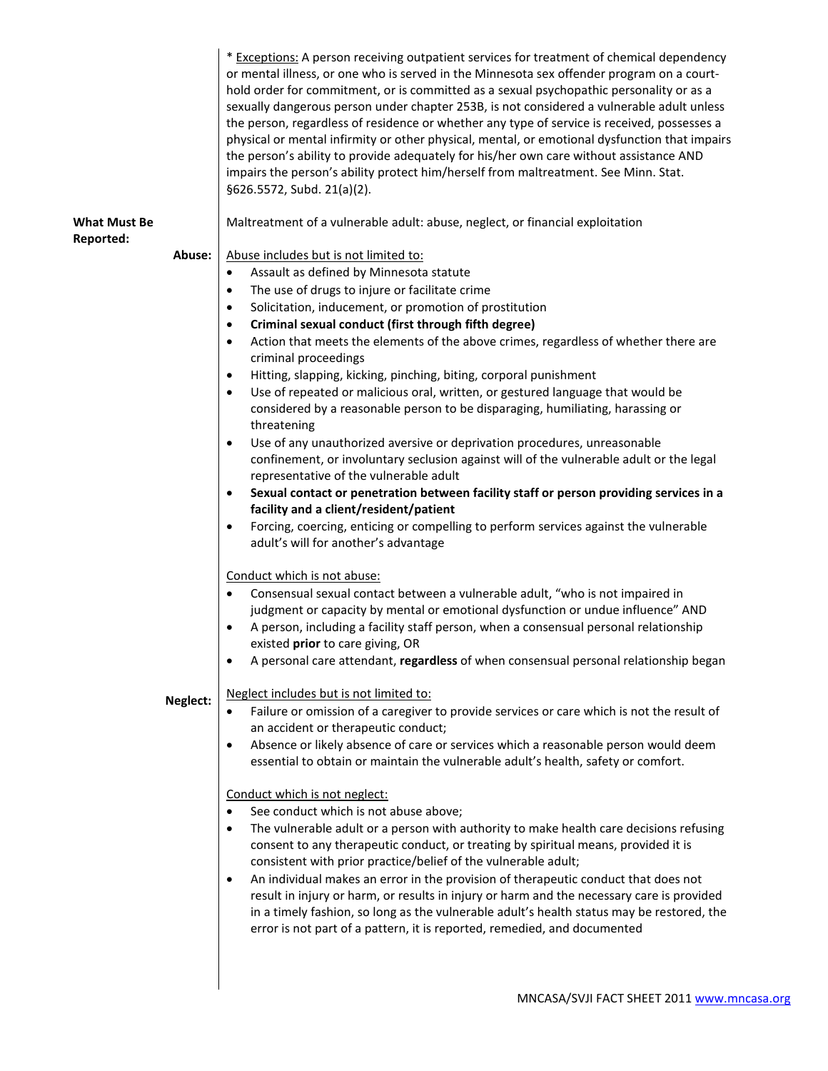* Exceptions: A person receiving outpatient services for treatment of chemical dependency or mental illness, or one who is served in the Minnesota sex offender program on a court-hold order for commitment, or is committed as a sexual psychopathic personality or as a sexually dangerous person under chapter 253B, is not considered a vulnerable adult unless the person, regardless of residence or whether any type of service is received, possesses a physical or mental infirmity or other physical, mental, or emotional dysfunction that impairs the person's ability to provide adequately for his/her own care without assistance AND impairs the person's ability protect him/herself from maltreatment. See Minn. Stat. §626.5572, Subd. 21(a)(2).

**What Must Be Reported:**

Maltreatment of a vulnerable adult: abuse, neglect, or financial exploitation

**Abuse:**

Abuse includes but is not limited to:

- Assault as defined by Minnesota statute
- The use of drugs to injure or facilitate crime
- Solicitation, inducement, or promotion of prostitution
- **Criminal sexual conduct (first through fifth degree)**
- Action that meets the elements of the above crimes, regardless of whether there are criminal proceedings
- Hitting, slapping, kicking, pinching, biting, corporal punishment
- Use of repeated or malicious oral, written, or gestured language that would be considered by a reasonable person to be disparaging, humiliating, harassing or threatening
- Use of any unauthorized aversive or deprivation procedures, unreasonable confinement, or involuntary seclusion against will of the vulnerable adult or the legal representative of the vulnerable adult
- **Sexual contact or penetration between facility staff or person providing services in a facility and a client/resident/patient**
- Forcing, coercing, enticing or compelling to perform services against the vulnerable adult's will for another's advantage

Conduct which is not abuse:

- Consensual sexual contact between a vulnerable adult, "who is not impaired in judgment or capacity by mental or emotional dysfunction or undue influence" AND
- A person, including a facility staff person, when a consensual personal relationship existed **prior** to care giving, OR
- A personal care attendant, **regardless** of when consensual personal relationship began

**Neglect:**

Neglect includes but is not limited to:

- Failure or omission of a caregiver to provide services or care which is not the result of an accident or therapeutic conduct;
- Absence or likely absence of care or services which a reasonable person would deem essential to obtain or maintain the vulnerable adult's health, safety or comfort.

Conduct which is not neglect:

- See conduct which is not abuse above;
- The vulnerable adult or a person with authority to make health care decisions refusing consent to any therapeutic conduct, or treating by spiritual means, provided it is consistent with prior practice/belief of the vulnerable adult;
- An individual makes an error in the provision of therapeutic conduct that does not result in injury or harm, or results in injury or harm and the necessary care is provided in a timely fashion, so long as the vulnerable adult's health status may be restored, the error is not part of a pattern, it is reported, remedied, and documented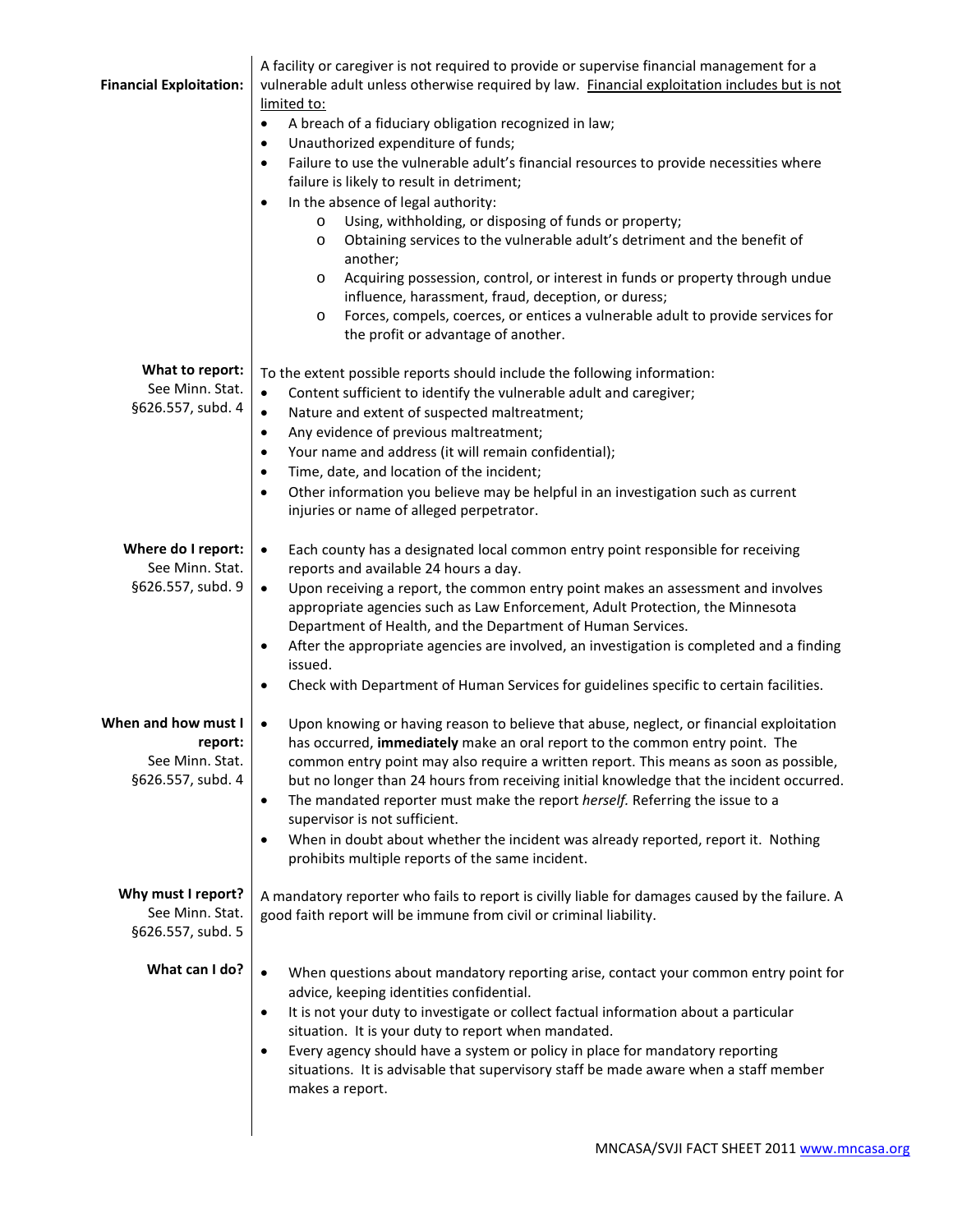**Financial Exploitation:**

A facility or caregiver is not required to provide or supervise financial management for a vulnerable adult unless otherwise required by law. Financial exploitation includes but is not limited to:

- A breach of a fiduciary obligation recognized in law;
- Unauthorized expenditure of funds;
- Failure to use the vulnerable adult's financial resources to provide necessities where failure is likely to result in detriment;
- In the absence of legal authority:
  - Using, withholding, or disposing of funds or property;
  - Obtaining services to the vulnerable adult's detriment and the benefit of another;
  - Acquiring possession, control, or interest in funds or property through undue influence, harassment, fraud, deception, or duress;
  - Forces, compels, coerces, or entices a vulnerable adult to provide services for the profit or advantage of another.

**What to report:**
See Minn. Stat. §626.557, subd. 4

To the extent possible reports should include the following information:

- Content sufficient to identify the vulnerable adult and caregiver;
- Nature and extent of suspected maltreatment;
- Any evidence of previous maltreatment;
- Your name and address (it will remain confidential);
- Time, date, and location of the incident;
- Other information you believe may be helpful in an investigation such as current injuries or name of alleged perpetrator.

**Where do I report:**
See Minn. Stat. §626.557, subd. 9

- Each county has a designated local common entry point responsible for receiving reports and available 24 hours a day.
- Upon receiving a report, the common entry point makes an assessment and involves appropriate agencies such as Law Enforcement, Adult Protection, the Minnesota Department of Health, and the Department of Human Services.
- After the appropriate agencies are involved, an investigation is completed and a finding issued.
- Check with Department of Human Services for guidelines specific to certain facilities.

**When and how must I report:**
See Minn. Stat. §626.557, subd. 4

- Upon knowing or having reason to believe that abuse, neglect, or financial exploitation has occurred, **immediately** make an oral report to the common entry point. The common entry point may also require a written report. This means as soon as possible, but no longer than 24 hours from receiving initial knowledge that the incident occurred.
- The mandated reporter must make the report *herself*. Referring the issue to a supervisor is not sufficient.
- When in doubt about whether the incident was already reported, report it. Nothing prohibits multiple reports of the same incident.

**Why must I report?**
See Minn. Stat. §626.557, subd. 5

A mandatory reporter who fails to report is civilly liable for damages caused by the failure. A good faith report will be immune from civil or criminal liability.

**What can I do?**

- When questions about mandatory reporting arise, contact your common entry point for advice, keeping identities confidential.
- It is not your duty to investigate or collect factual information about a particular situation. It is your duty to report when mandated.
- Every agency should have a system or policy in place for mandatory reporting situations. It is advisable that supervisory staff be made aware when a staff member makes a report.

MNCASA/SVJI FACT SHEET 2011 www.mncasa.org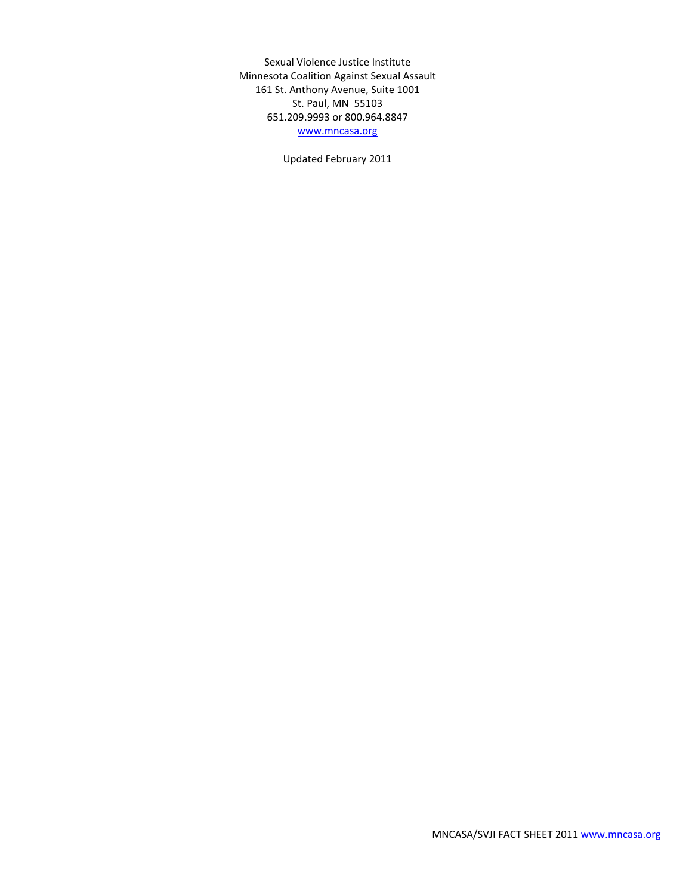Sexual Violence Justice Institute
Minnesota Coalition Against Sexual Assault
161 St. Anthony Avenue, Suite 1001
St. Paul, MN 55103
651.209.9993 or 800.964.8847
www.mncasa.org

Updated February 2011